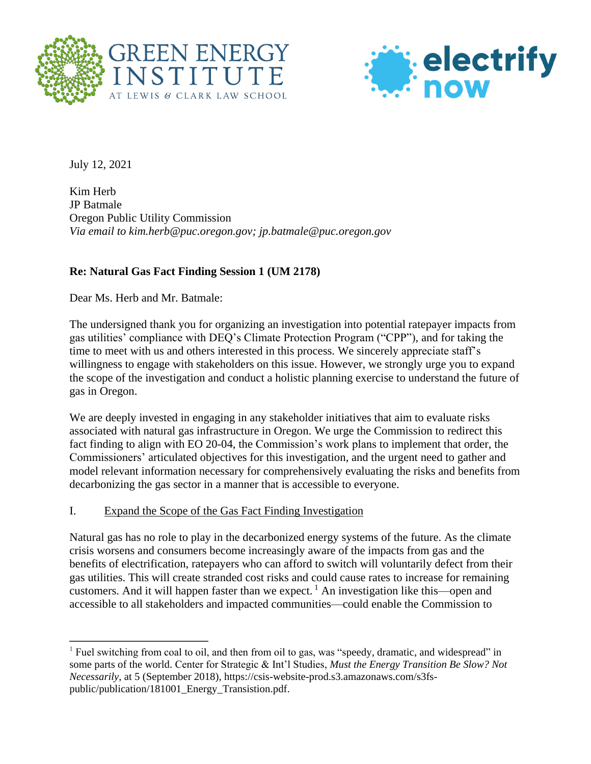GREEN ENERGY INSTITUTE AT LEWIS & CLARK LAW SCHOOL

electrify now

July 12, 2021

Kim Herb
JP Batmale
Oregon Public Utility Commission
*Via email to kim.herb@puc.oregon.gov; jp.batmale@puc.oregon.gov*

**Re: Natural Gas Fact Finding Session 1 (UM 2178)**

Dear Ms. Herb and Mr. Batmale:

The undersigned thank you for organizing an investigation into potential ratepayer impacts from gas utilities' compliance with DEQ's Climate Protection Program ("CPP"), and for taking the time to meet with us and others interested in this process. We sincerely appreciate staff's willingness to engage with stakeholders on this issue. However, we strongly urge you to expand the scope of the investigation and conduct a holistic planning exercise to understand the future of gas in Oregon.

We are deeply invested in engaging in any stakeholder initiatives that aim to evaluate risks associated with natural gas infrastructure in Oregon. We urge the Commission to redirect this fact finding to align with EO 20-04, the Commission's work plans to implement that order, the Commissioners' articulated objectives for this investigation, and the urgent need to gather and model relevant information necessary for comprehensively evaluating the risks and benefits from decarbonizing the gas sector in a manner that is accessible to everyone.

I. <u>Expand the Scope of the Gas Fact Finding Investigation</u>

Natural gas has no role to play in the decarbonized energy systems of the future. As the climate crisis worsens and consumers become increasingly aware of the impacts from gas and the benefits of electrification, ratepayers who can afford to switch will voluntarily defect from their gas utilities. This will create stranded cost risks and could cause rates to increase for remaining customers. And it will happen faster than we expect.[1] An investigation like this—open and accessible to all stakeholders and impacted communities—could enable the Commission to

[1] Fuel switching from coal to oil, and then from oil to gas, was "speedy, dramatic, and widespread" in some parts of the world. Center for Strategic & Int'l Studies, *Must the Energy Transition Be Slow? Not Necessarily*, at 5 (September 2018), https://csis-website-prod.s3.amazonaws.com/s3fs-public/publication/181001_Energy_Transistion.pdf.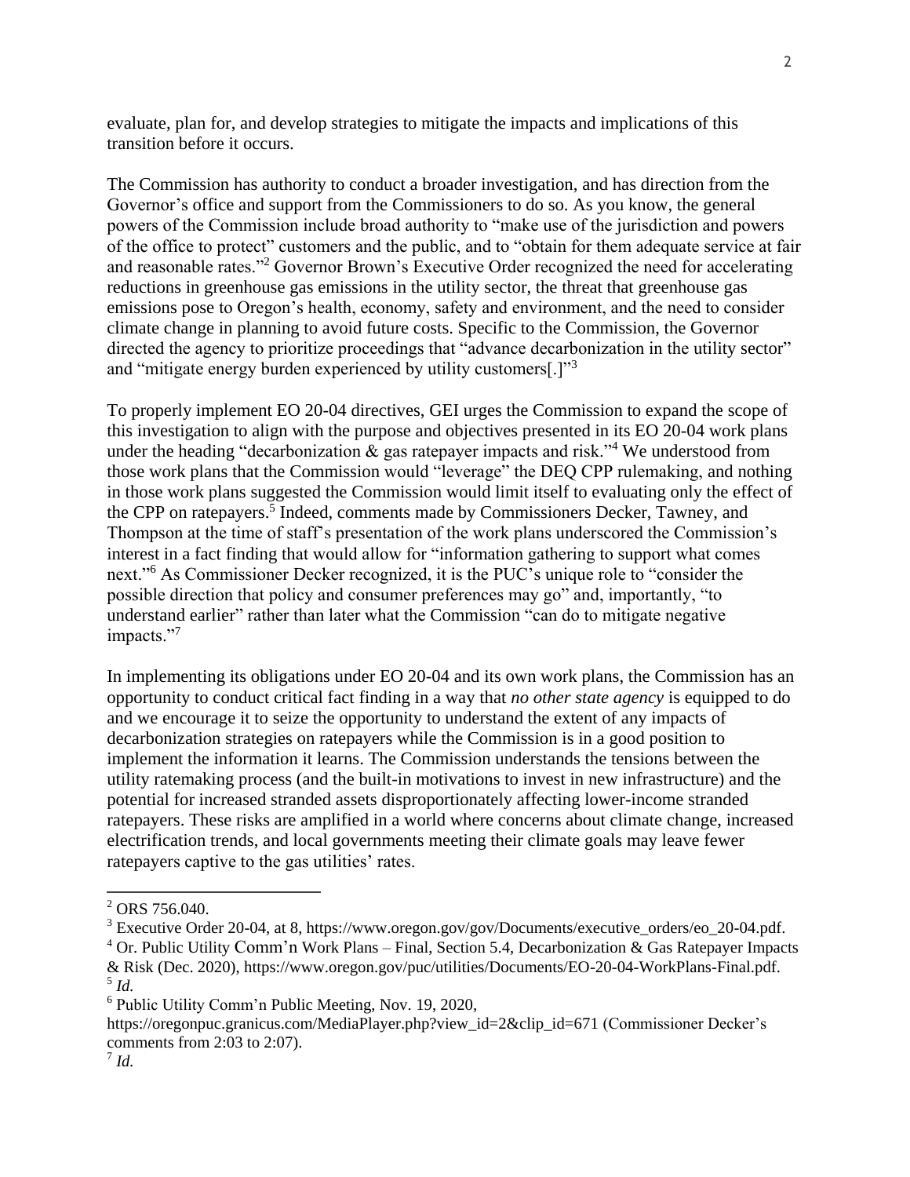evaluate, plan for, and develop strategies to mitigate the impacts and implications of this transition before it occurs.

The Commission has authority to conduct a broader investigation, and has direction from the Governor's office and support from the Commissioners to do so. As you know, the general powers of the Commission include broad authority to "make use of the jurisdiction and powers of the office to protect" customers and the public, and to "obtain for them adequate service at fair and reasonable rates."[2] Governor Brown's Executive Order recognized the need for accelerating reductions in greenhouse gas emissions in the utility sector, the threat that greenhouse gas emissions pose to Oregon's health, economy, safety and environment, and the need to consider climate change in planning to avoid future costs. Specific to the Commission, the Governor directed the agency to prioritize proceedings that "advance decarbonization in the utility sector" and "mitigate energy burden experienced by utility customers[.]"[3]

To properly implement EO 20-04 directives, GEI urges the Commission to expand the scope of this investigation to align with the purpose and objectives presented in its EO 20-04 work plans under the heading "decarbonization & gas ratepayer impacts and risk."[4] We understood from those work plans that the Commission would "leverage" the DEQ CPP rulemaking, and nothing in those work plans suggested the Commission would limit itself to evaluating only the effect of the CPP on ratepayers.[5] Indeed, comments made by Commissioners Decker, Tawney, and Thompson at the time of staff's presentation of the work plans underscored the Commission's interest in a fact finding that would allow for "information gathering to support what comes next."[6] As Commissioner Decker recognized, it is the PUC's unique role to "consider the possible direction that policy and consumer preferences may go" and, importantly, "to understand earlier" rather than later what the Commission "can do to mitigate negative impacts."[7]

In implementing its obligations under EO 20-04 and its own work plans, the Commission has an opportunity to conduct critical fact finding in a way that *no other state agency* is equipped to do and we encourage it to seize the opportunity to understand the extent of any impacts of decarbonization strategies on ratepayers while the Commission is in a good position to implement the information it learns. The Commission understands the tensions between the utility ratemaking process (and the built-in motivations to invest in new infrastructure) and the potential for increased stranded assets disproportionately affecting lower-income stranded ratepayers. These risks are amplified in a world where concerns about climate change, increased electrification trends, and local governments meeting their climate goals may leave fewer ratepayers captive to the gas utilities' rates.

---

[2] ORS 756.040.

[3] Executive Order 20-04, at 8, https://www.oregon.gov/gov/Documents/executive_orders/eo_20-04.pdf.

[4] Or. Public Utility Comm'n Work Plans – Final, Section 5.4, Decarbonization & Gas Ratepayer Impacts & Risk (Dec. 2020), https://www.oregon.gov/puc/utilities/Documents/EO-20-04-WorkPlans-Final.pdf.

[5] *Id.*

[6] Public Utility Comm'n Public Meeting, Nov. 19, 2020, https://oregonpuc.granicus.com/MediaPlayer.php?view_id=2&clip_id=671 (Commissioner Decker's comments from 2:03 to 2:07).

[7] *Id.*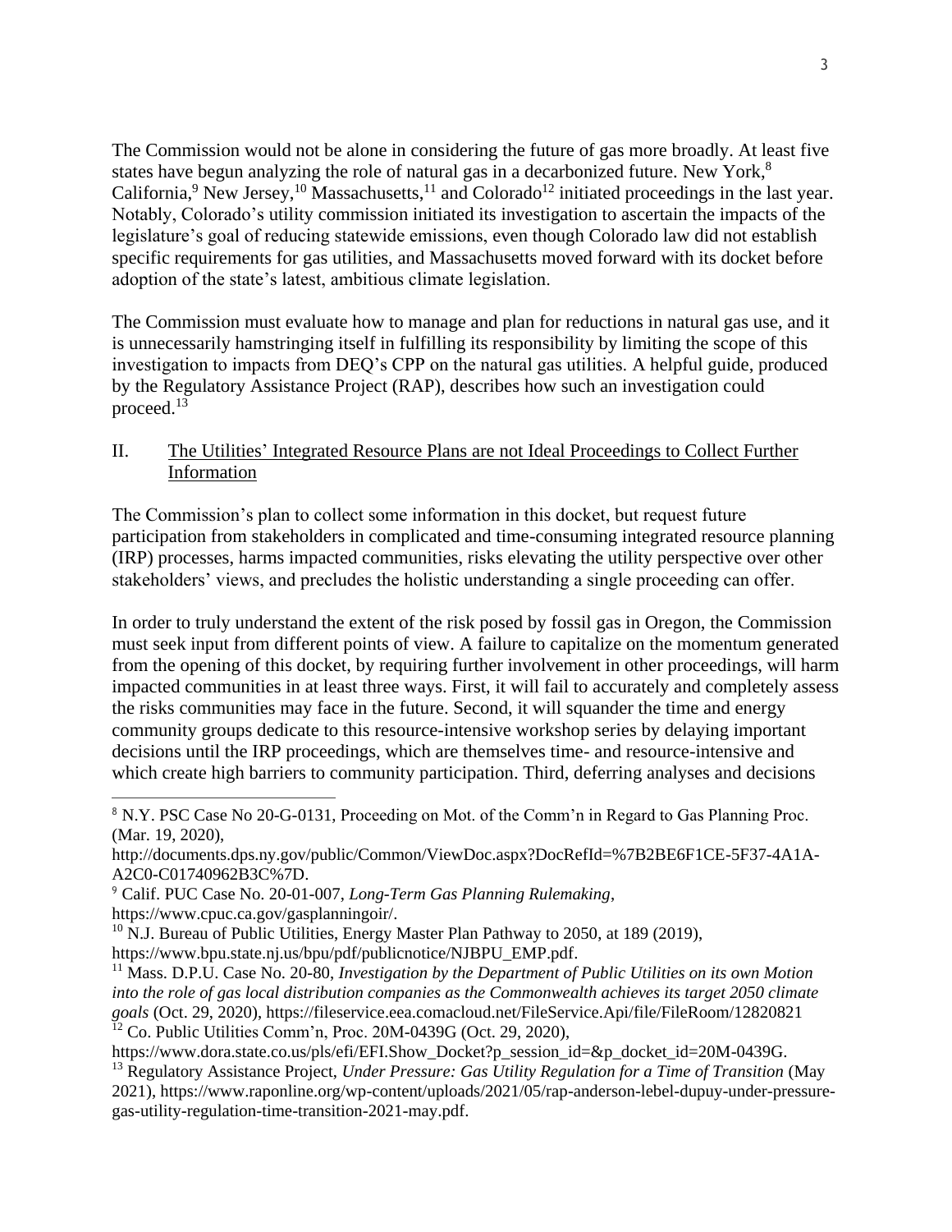The Commission would not be alone in considering the future of gas more broadly. At least five states have begun analyzing the role of natural gas in a decarbonized future. New York,[8] California,[9] New Jersey,[10] Massachusetts,[11] and Colorado[12] initiated proceedings in the last year. Notably, Colorado's utility commission initiated its investigation to ascertain the impacts of the legislature's goal of reducing statewide emissions, even though Colorado law did not establish specific requirements for gas utilities, and Massachusetts moved forward with its docket before adoption of the state's latest, ambitious climate legislation.

The Commission must evaluate how to manage and plan for reductions in natural gas use, and it is unnecessarily hamstringing itself in fulfilling its responsibility by limiting the scope of this investigation to impacts from DEQ's CPP on the natural gas utilities. A helpful guide, produced by the Regulatory Assistance Project (RAP), describes how such an investigation could proceed.[13]

## II. The Utilities' Integrated Resource Plans are not Ideal Proceedings to Collect Further Information

The Commission's plan to collect some information in this docket, but request future participation from stakeholders in complicated and time-consuming integrated resource planning (IRP) processes, harms impacted communities, risks elevating the utility perspective over other stakeholders' views, and precludes the holistic understanding a single proceeding can offer.

In order to truly understand the extent of the risk posed by fossil gas in Oregon, the Commission must seek input from different points of view. A failure to capitalize on the momentum generated from the opening of this docket, by requiring further involvement in other proceedings, will harm impacted communities in at least three ways. First, it will fail to accurately and completely assess the risks communities may face in the future. Second, it will squander the time and energy community groups dedicate to this resource-intensive workshop series by delaying important decisions until the IRP proceedings, which are themselves time- and resource-intensive and which create high barriers to community participation. Third, deferring analyses and decisions

---

[8] N.Y. PSC Case No 20-G-0131, Proceeding on Mot. of the Comm'n in Regard to Gas Planning Proc. (Mar. 19, 2020), http://documents.dps.ny.gov/public/Common/ViewDoc.aspx?DocRefId=%7B2BE6F1CE-5F37-4A1A-A2C0-C01740962B3C%7D.

[9] Calif. PUC Case No. 20-01-007, *Long-Term Gas Planning Rulemaking*, https://www.cpuc.ca.gov/gasplanningoir/.

[10] N.J. Bureau of Public Utilities, Energy Master Plan Pathway to 2050, at 189 (2019), https://www.bpu.state.nj.us/bpu/pdf/publicnotice/NJBPU_EMP.pdf.

[11] Mass. D.P.U. Case No. 20-80, *Investigation by the Department of Public Utilities on its own Motion into the role of gas local distribution companies as the Commonwealth achieves its target 2050 climate goals* (Oct. 29, 2020), https://fileservice.eea.comacloud.net/FileService.Api/file/FileRoom/12820821

[12] Co. Public Utilities Comm'n, Proc. 20M-0439G (Oct. 29, 2020), https://www.dora.state.co.us/pls/efi/EFI.Show_Docket?p_session_id=&p_docket_id=20M-0439G.

[13] Regulatory Assistance Project, *Under Pressure: Gas Utility Regulation for a Time of Transition* (May 2021), https://www.raponline.org/wp-content/uploads/2021/05/rap-anderson-lebel-dupuy-under-pressure-gas-utility-regulation-time-transition-2021-may.pdf.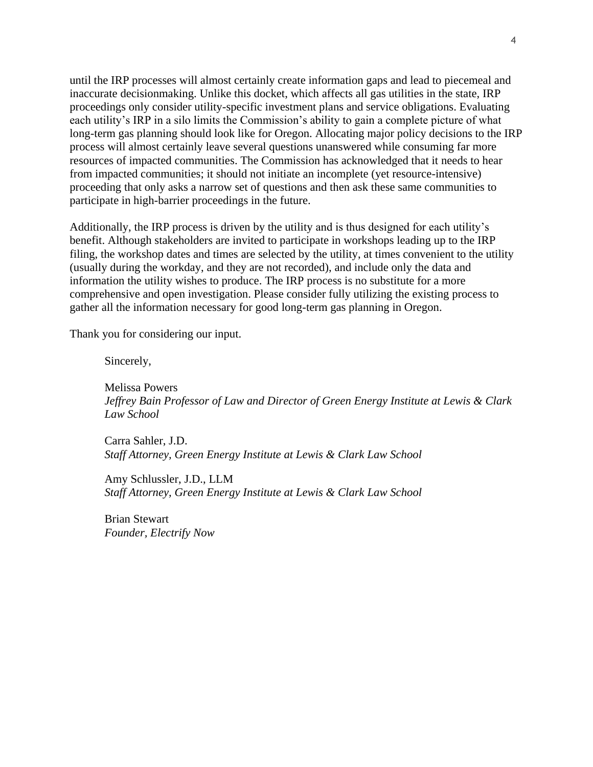until the IRP processes will almost certainly create information gaps and lead to piecemeal and inaccurate decisionmaking. Unlike this docket, which affects all gas utilities in the state, IRP proceedings only consider utility-specific investment plans and service obligations. Evaluating each utility's IRP in a silo limits the Commission's ability to gain a complete picture of what long-term gas planning should look like for Oregon. Allocating major policy decisions to the IRP process will almost certainly leave several questions unanswered while consuming far more resources of impacted communities. The Commission has acknowledged that it needs to hear from impacted communities; it should not initiate an incomplete (yet resource-intensive) proceeding that only asks a narrow set of questions and then ask these same communities to participate in high-barrier proceedings in the future.

Additionally, the IRP process is driven by the utility and is thus designed for each utility's benefit. Although stakeholders are invited to participate in workshops leading up to the IRP filing, the workshop dates and times are selected by the utility, at times convenient to the utility (usually during the workday, and they are not recorded), and include only the data and information the utility wishes to produce. The IRP process is no substitute for a more comprehensive and open investigation. Please consider fully utilizing the existing process to gather all the information necessary for good long-term gas planning in Oregon.

Thank you for considering our input.

Sincerely,

Melissa Powers
*Jeffrey Bain Professor of Law and Director of Green Energy Institute at Lewis & Clark Law School*

Carra Sahler, J.D.
*Staff Attorney, Green Energy Institute at Lewis & Clark Law School*

Amy Schlussler, J.D., LLM
*Staff Attorney, Green Energy Institute at Lewis & Clark Law School*

Brian Stewart
*Founder, Electrify Now*